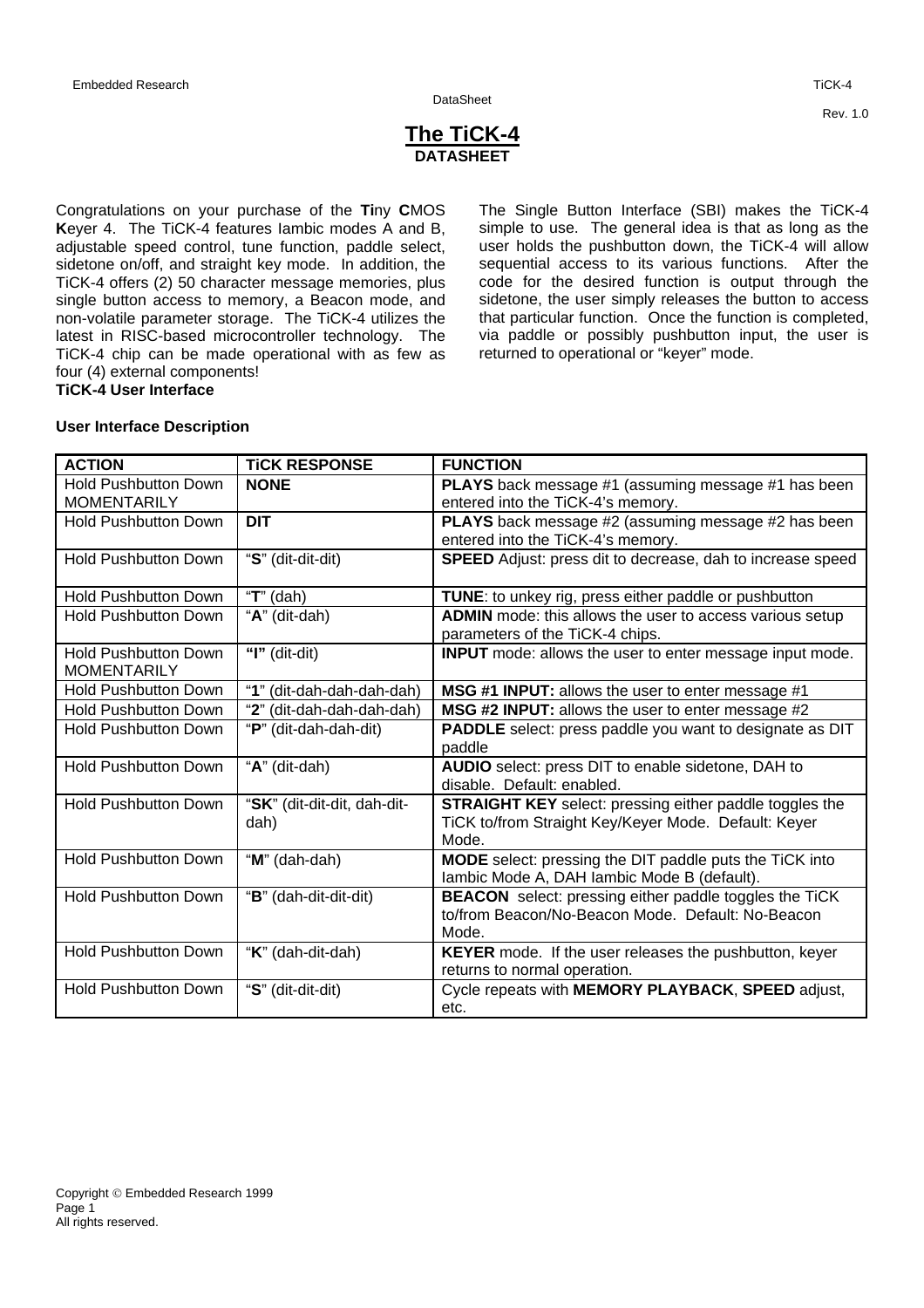# The TiCK-4

## DATASHEET

Congratulations on your purchase of the **Ti**ny **C**MOS **K**eyer 4. The TiCK-4 features Iambic modes A and B, adjustable speed control, tune function, paddle select, sidetone on/off, and straight key mode. In addition, the TiCK-4 offers (2) 50 character message memories, plus single button access to memory, a Beacon mode, and non-volatile parameter storage. The TiCK-4 utilizes the latest in RISC-based microcontroller technology. The TiCK-4 chip can be made operational with as few as four (4) external components!

**TiCK-4 User Interface**

The Single Button Interface (SBI) makes the TiCK-4 simple to use. The general idea is that as long as the user holds the pushbutton down, the TiCK-4 will allow sequential access to its various functions. After the code for the desired function is output through the sidetone, the user simply releases the button to access that particular function. Once the function is completed, via paddle or possibly pushbutton input, the user is returned to operational or "keyer" mode.

**User Interface Description**

| ACTION | TiCK RESPONSE | FUNCTION |
|---|---|---|
| Hold Pushbutton Down MOMENTARILY | **NONE** | **PLAYS** back message #1 (assuming message #1 has been entered into the TiCK-4's memory. |
| Hold Pushbutton Down | **DIT** | **PLAYS** back message #2 (assuming message #2 has been entered into the TiCK-4's memory. |
| Hold Pushbutton Down | "**S**" (dit-dit-dit) | **SPEED** Adjust: press dit to decrease, dah to increase speed |
| Hold Pushbutton Down | "**T**" (dah) | **TUNE**: to unkey rig, press either paddle or pushbutton |
| Hold Pushbutton Down | "**A**" (dit-dah) | **ADMIN** mode: this allows the user to access various setup parameters of the TiCK-4 chips. |
| Hold Pushbutton Down MOMENTARILY | **"I"** (dit-dit) | **INPUT** mode: allows the user to enter message input mode. |
| Hold Pushbutton Down | "**1**" (dit-dah-dah-dah-dah) | **MSG #1 INPUT:** allows the user to enter message #1 |
| Hold Pushbutton Down | "**2**" (dit-dah-dah-dah-dah) | **MSG #2 INPUT:** allows the user to enter message #2 |
| Hold Pushbutton Down | "**P**" (dit-dah-dah-dit) | **PADDLE** select: press paddle you want to designate as DIT paddle |
| Hold Pushbutton Down | "**A**" (dit-dah) | **AUDIO** select: press DIT to enable sidetone, DAH to disable. Default: enabled. |
| Hold Pushbutton Down | "**SK**" (dit-dit-dit, dah-dit-dah) | **STRAIGHT KEY** select: pressing either paddle toggles the TiCK to/from Straight Key/Keyer Mode. Default: Keyer Mode. |
| Hold Pushbutton Down | "**M**" (dah-dah) | **MODE** select: pressing the DIT paddle puts the TiCK into Iambic Mode A, DAH Iambic Mode B (default). |
| Hold Pushbutton Down | "**B**" (dah-dit-dit-dit) | **BEACON** select: pressing either paddle toggles the TiCK to/from Beacon/No-Beacon Mode. Default: No-Beacon Mode. |
| Hold Pushbutton Down | "**K**" (dah-dit-dah) | **KEYER** mode. If the user releases the pushbutton, keyer returns to normal operation. |
| Hold Pushbutton Down | "**S**" (dit-dit-dit) | Cycle repeats with **MEMORY PLAYBACK**, **SPEED** adjust, etc. |

Copyright © Embedded Research 1999
All rights reserved.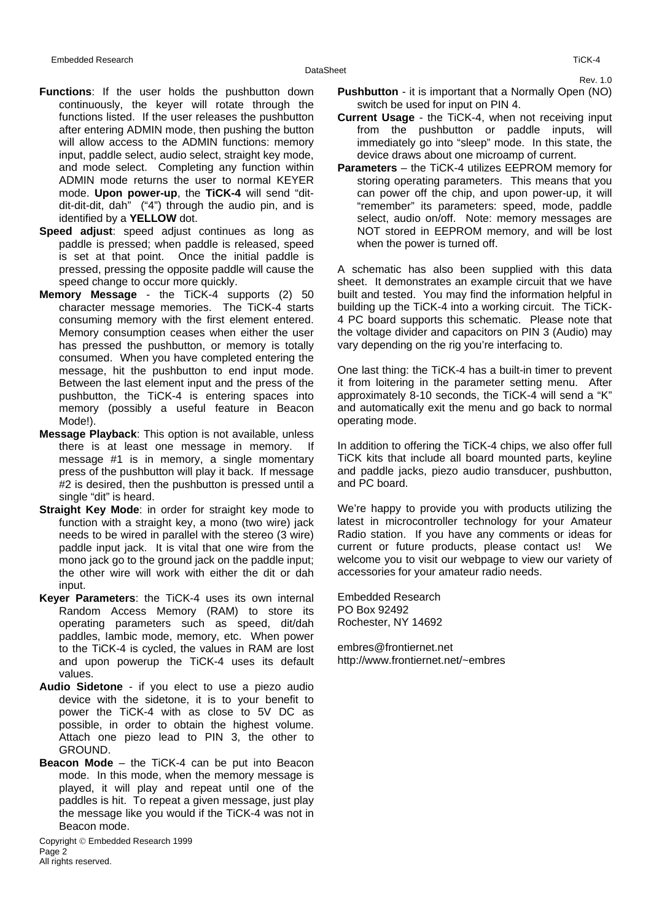**Functions**: If the user holds the pushbutton down continuously, the keyer will rotate through the functions listed. If the user releases the pushbutton after entering ADMIN mode, then pushing the button will allow access to the ADMIN functions: memory input, paddle select, audio select, straight key mode, and mode select. Completing any function within ADMIN mode returns the user to normal KEYER mode. **Upon power-up**, the **TiCK-4** will send "dit-dit-dit-dit, dah" ("4") through the audio pin, and is identified by a **YELLOW** dot.

**Speed adjust**: speed adjust continues as long as paddle is pressed; when paddle is released, speed is set at that point. Once the initial paddle is pressed, pressing the opposite paddle will cause the speed change to occur more quickly.

**Memory Message** - the TiCK-4 supports (2) 50 character message memories. The TiCK-4 starts consuming memory with the first element entered. Memory consumption ceases when either the user has pressed the pushbutton, or memory is totally consumed. When you have completed entering the message, hit the pushbutton to end input mode. Between the last element input and the press of the pushbutton, the TiCK-4 is entering spaces into memory (possibly a useful feature in Beacon Mode!).

**Message Playback**: This option is not available, unless there is at least one message in memory. If message #1 is in memory, a single momentary press of the pushbutton will play it back. If message #2 is desired, then the pushbutton is pressed until a single "dit" is heard.

**Straight Key Mode**: in order for straight key mode to function with a straight key, a mono (two wire) jack needs to be wired in parallel with the stereo (3 wire) paddle input jack. It is vital that one wire from the mono jack go to the ground jack on the paddle input; the other wire will work with either the dit or dah input.

**Keyer Parameters**: the TiCK-4 uses its own internal Random Access Memory (RAM) to store its operating parameters such as speed, dit/dah paddles, Iambic mode, memory, etc. When power to the TiCK-4 is cycled, the values in RAM are lost and upon powerup the TiCK-4 uses its default values.

**Audio Sidetone** - if you elect to use a piezo audio device with the sidetone, it is to your benefit to power the TiCK-4 with as close to 5V DC as possible, in order to obtain the highest volume. Attach one piezo lead to PIN 3, the other to GROUND.

**Beacon Mode** – the TiCK-4 can be put into Beacon mode. In this mode, when the memory message is played, it will play and repeat until one of the paddles is hit. To repeat a given message, just play the message like you would if the TiCK-4 was not in Beacon mode.

**Pushbutton** - it is important that a Normally Open (NO) switch be used for input on PIN 4.

**Current Usage** - the TiCK-4, when not receiving input from the pushbutton or paddle inputs, will immediately go into "sleep" mode. In this state, the device draws about one microamp of current.

**Parameters** – the TiCK-4 utilizes EEPROM memory for storing operating parameters. This means that you can power off the chip, and upon power-up, it will "remember" its parameters: speed, mode, paddle select, audio on/off. Note: memory messages are NOT stored in EEPROM memory, and will be lost when the power is turned off.

A schematic has also been supplied with this data sheet. It demonstrates an example circuit that we have built and tested. You may find the information helpful in building up the TiCK-4 into a working circuit. The TiCK-4 PC board supports this schematic. Please note that the voltage divider and capacitors on PIN 3 (Audio) may vary depending on the rig you're interfacing to.

One last thing: the TiCK-4 has a built-in timer to prevent it from loitering in the parameter setting menu. After approximately 8-10 seconds, the TiCK-4 will send a "K" and automatically exit the menu and go back to normal operating mode.

In addition to offering the TiCK-4 chips, we also offer full TiCK kits that include all board mounted parts, keyline and paddle jacks, piezo audio transducer, pushbutton, and PC board.

We're happy to provide you with products utilizing the latest in microcontroller technology for your Amateur Radio station. If you have any comments or ideas for current or future products, please contact us! We welcome you to visit our webpage to view our variety of accessories for your amateur radio needs.

Embedded Research
PO Box 92492
Rochester, NY 14692

embres@frontiernet.net
http://www.frontiernet.net/~embres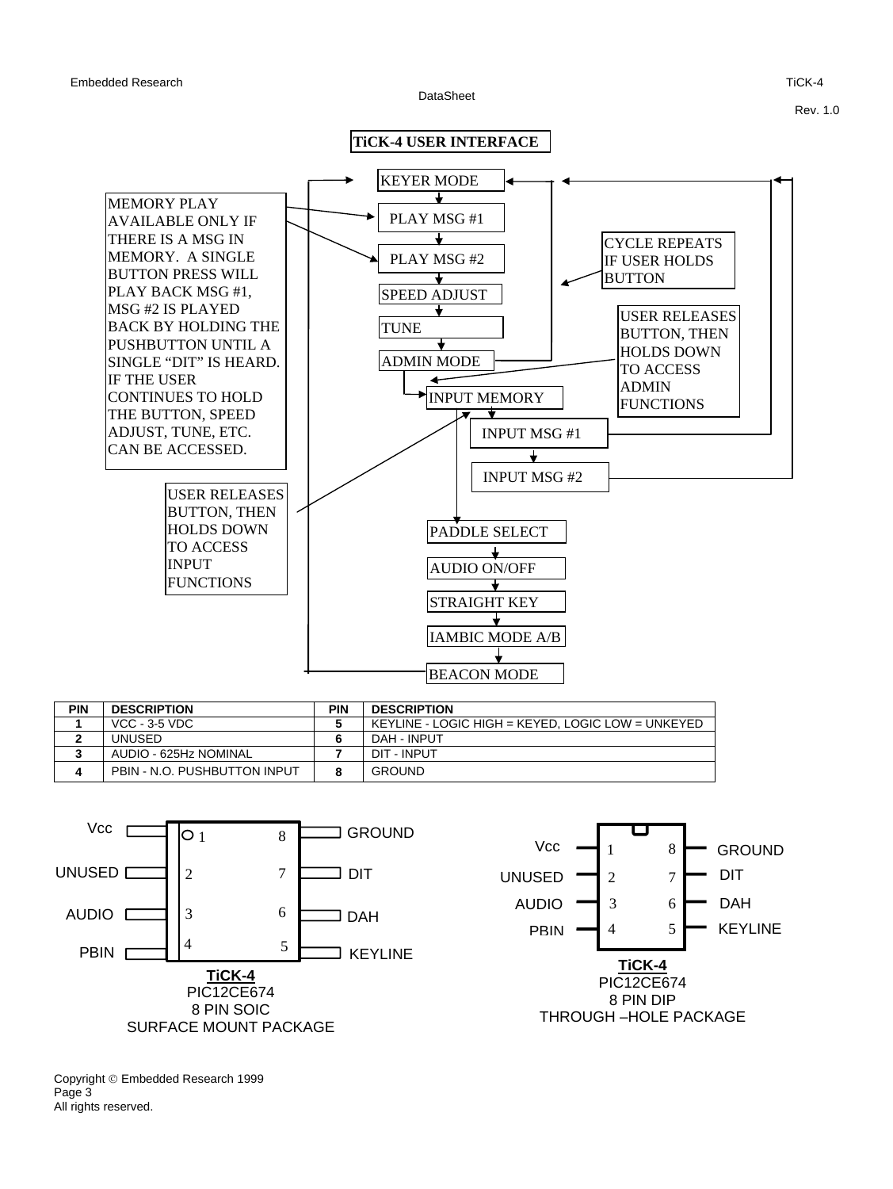## TiCK-4 USER INTERFACE

KEYER MODE

PLAY MSG #1

PLAY MSG #2

SPEED ADJUST

TUNE

ADMIN MODE

INPUT MEMORY

INPUT MSG #1

INPUT MSG #2

PADDLE SELECT

AUDIO ON/OFF

STRAIGHT KEY

IAMBIC MODE A/B

BEACON MODE

MEMORY PLAY AVAILABLE ONLY IF THERE IS A MSG IN MEMORY. A SINGLE BUTTON PRESS WILL PLAY BACK MSG #1, MSG #2 IS PLAYED BACK BY HOLDING THE PUSHBUTTON UNTIL A SINGLE "DIT" IS HEARD. IF THE USER CONTINUES TO HOLD THE BUTTON, SPEED ADJUST, TUNE, ETC. CAN BE ACCESSED.

CYCLE REPEATS IF USER HOLDS BUTTON

USER RELEASES BUTTON, THEN HOLDS DOWN TO ACCESS ADMIN FUNCTIONS

USER RELEASES BUTTON, THEN HOLDS DOWN TO ACCESS INPUT FUNCTIONS

| PIN | DESCRIPTION | PIN | DESCRIPTION |
|---|---|---|---|
| 1 | VCC - 3-5 VDC | 5 | KEYLINE - LOGIC HIGH = KEYED, LOGIC LOW = UNKEYED |
| 2 | UNUSED | 6 | DAH - INPUT |
| 3 | AUDIO - 625Hz NOMINAL | 7 | DIT - INPUT |
| 4 | PBIN - N.O. PUSHBUTTON INPUT | 8 | GROUND |

| Pin | Name | Pin | Name |
|---|---|---|---|
| 1 | Vcc | 8 | GROUND |
| 2 | UNUSED | 7 | DIT |
| 3 | AUDIO | 6 | DAH |
| 4 | PBIN | 5 | KEYLINE |

**TiCK-4**
PIC12CE674
8 PIN SOIC
SURFACE MOUNT PACKAGE

**TiCK-4**
PIC12CE674
8 PIN DIP
THROUGH –HOLE PACKAGE

Copyright © Embedded Research 1999
All rights reserved.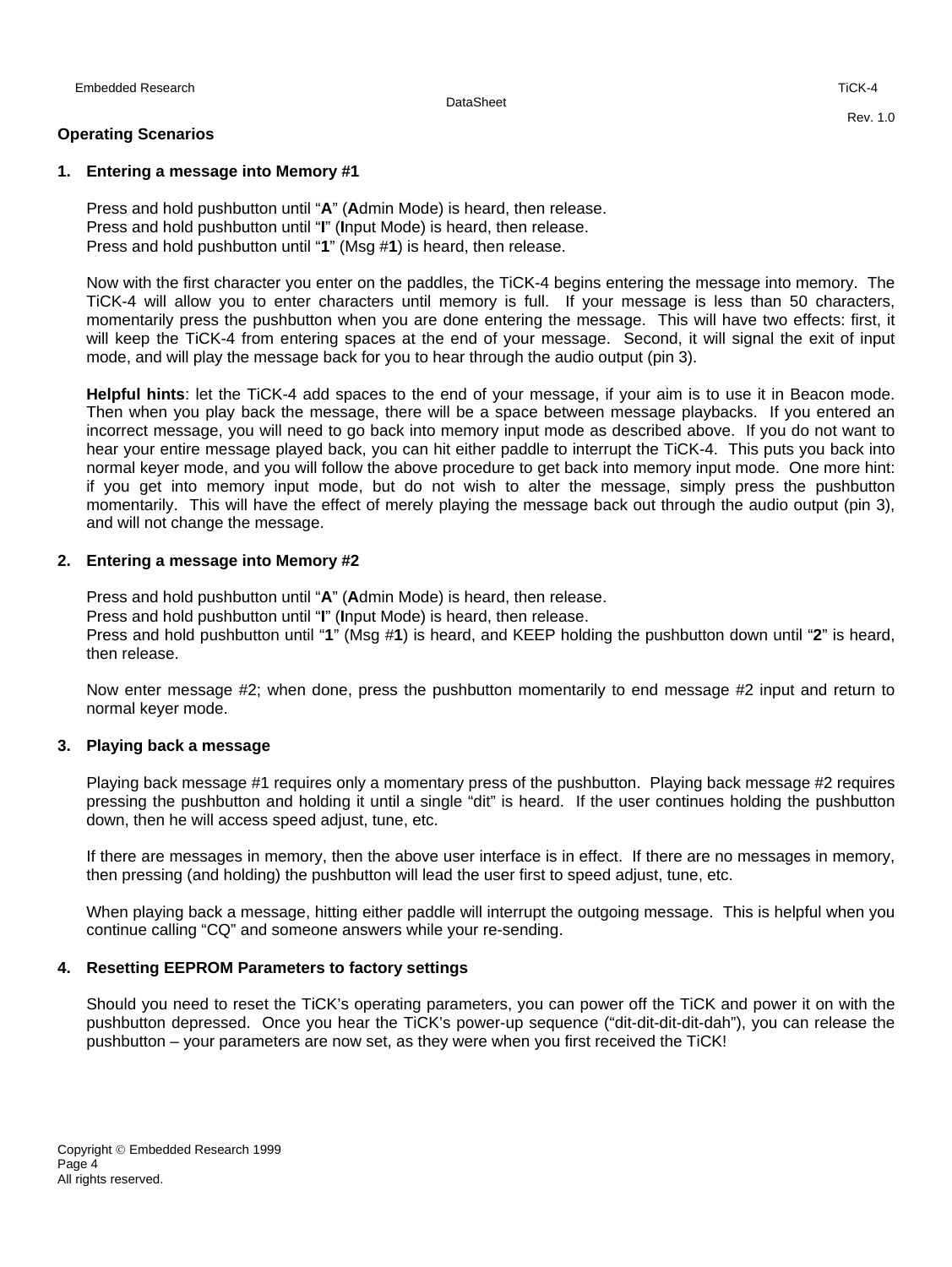## Operating Scenarios

### 1. Entering a message into Memory #1

Press and hold pushbutton until "**A**" (**A**dmin Mode) is heard, then release.
Press and hold pushbutton until "**I**" (**I**nput Mode) is heard, then release.
Press and hold pushbutton until "**1**" (Msg #**1**) is heard, then release.

Now with the first character you enter on the paddles, the TiCK-4 begins entering the message into memory. The TiCK-4 will allow you to enter characters until memory is full. If your message is less than 50 characters, momentarily press the pushbutton when you are done entering the message. This will have two effects: first, it will keep the TiCK-4 from entering spaces at the end of your message. Second, it will signal the exit of input mode, and will play the message back for you to hear through the audio output (pin 3).

**Helpful hints**: let the TiCK-4 add spaces to the end of your message, if your aim is to use it in Beacon mode. Then when you play back the message, there will be a space between message playbacks. If you entered an incorrect message, you will need to go back into memory input mode as described above. If you do not want to hear your entire message played back, you can hit either paddle to interrupt the TiCK-4. This puts you back into normal keyer mode, and you will follow the above procedure to get back into memory input mode. One more hint: if you get into memory input mode, but do not wish to alter the message, simply press the pushbutton momentarily. This will have the effect of merely playing the message back out through the audio output (pin 3), and will not change the message.

### 2. Entering a message into Memory #2

Press and hold pushbutton until "**A**" (**A**dmin Mode) is heard, then release.
Press and hold pushbutton until "**I**" (**I**nput Mode) is heard, then release.
Press and hold pushbutton until "**1**" (Msg #**1**) is heard, and KEEP holding the pushbutton down until "**2**" is heard, then release.

Now enter message #2; when done, press the pushbutton momentarily to end message #2 input and return to normal keyer mode.

### 3. Playing back a message

Playing back message #1 requires only a momentary press of the pushbutton. Playing back message #2 requires pressing the pushbutton and holding it until a single "dit" is heard. If the user continues holding the pushbutton down, then he will access speed adjust, tune, etc.

If there are messages in memory, then the above user interface is in effect. If there are no messages in memory, then pressing (and holding) the pushbutton will lead the user first to speed adjust, tune, etc.

When playing back a message, hitting either paddle will interrupt the outgoing message. This is helpful when you continue calling "CQ" and someone answers while your re-sending.

### 4. Resetting EEPROM Parameters to factory settings

Should you need to reset the TiCK's operating parameters, you can power off the TiCK and power it on with the pushbutton depressed. Once you hear the TiCK's power-up sequence ("dit-dit-dit-dit-dah"), you can release the pushbutton – your parameters are now set, as they were when you first received the TiCK!